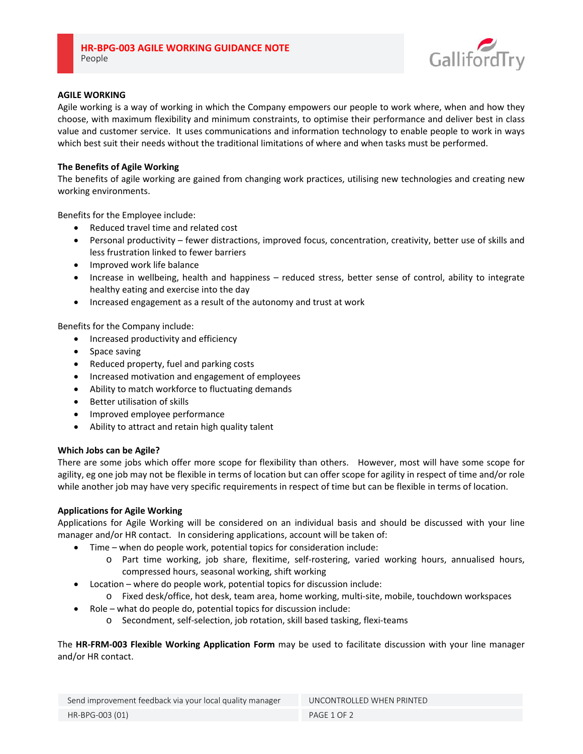# HR-BPG-003 AGILE WORKING GUIDANCE NOTE

People

## AGILE WORKING

Agile working is a way of working in which the Company empowers our people to work where, when and how they choose, with maximum flexibility and minimum constraints, to optimise their performance and deliver best in class value and customer service. It uses communications and information technology to enable people to work in ways which best suit their needs without the traditional limitations of where and when tasks must be performed.

### The Benefits of Agile Working

The benefits of agile working are gained from changing work practices, utilising new technologies and creating new working environments.

Benefits for the Employee include:

- Reduced travel time and related cost
- Personal productivity – fewer distractions, improved focus, concentration, creativity, better use of skills and less frustration linked to fewer barriers
- Improved work life balance
- Increase in wellbeing, health and happiness – reduced stress, better sense of control, ability to integrate healthy eating and exercise into the day
- Increased engagement as a result of the autonomy and trust at work

Benefits for the Company include:

- Increased productivity and efficiency
- Space saving
- Reduced property, fuel and parking costs
- Increased motivation and engagement of employees
- Ability to match workforce to fluctuating demands
- Better utilisation of skills
- Improved employee performance
- Ability to attract and retain high quality talent

### Which Jobs can be Agile?

There are some jobs which offer more scope for flexibility than others. However, most will have some scope for agility, eg one job may not be flexible in terms of location but can offer scope for agility in respect of time and/or role while another job may have very specific requirements in respect of time but can be flexible in terms of location.

### Applications for Agile Working

Applications for Agile Working will be considered on an individual basis and should be discussed with your line manager and/or HR contact. In considering applications, account will be taken of:

- Time – when do people work, potential topics for consideration include:
  - Part time working, job share, flexitime, self-rostering, varied working hours, annualised hours, compressed hours, seasonal working, shift working
- Location – where do people work, potential topics for discussion include:
  - Fixed desk/office, hot desk, team area, home working, multi-site, mobile, touchdown workspaces
- Role – what do people do, potential topics for discussion include:
  - Secondment, self-selection, job rotation, skill based tasking, flexi-teams

The **HR-FRM-003 Flexible Working Application Form** may be used to facilitate discussion with your line manager and/or HR contact.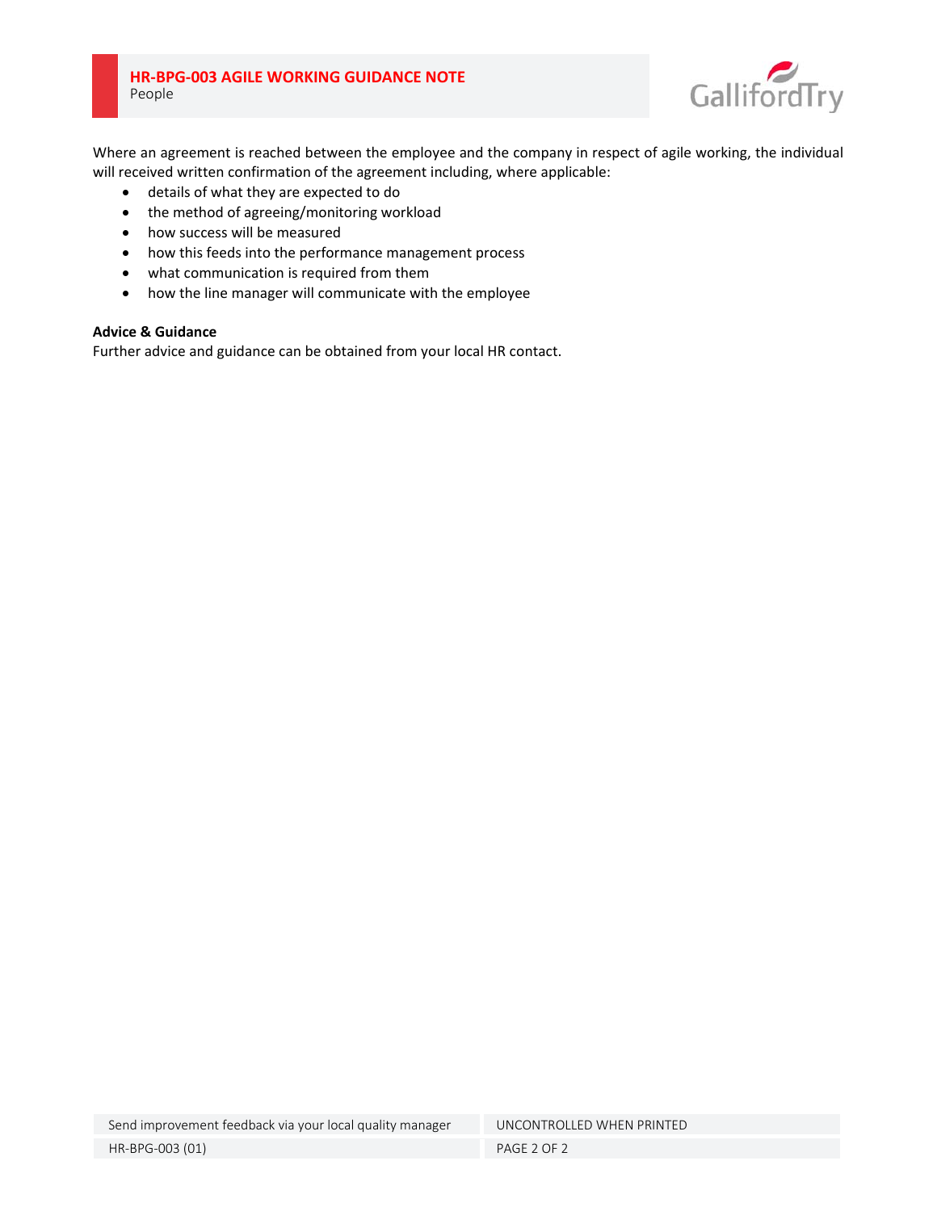Where an agreement is reached between the employee and the company in respect of agile working, the individual will received written confirmation of the agreement including, where applicable:

- details of what they are expected to do
- the method of agreeing/monitoring workload
- how success will be measured
- how this feeds into the performance management process
- what communication is required from them
- how the line manager will communicate with the employee

**Advice & Guidance**

Further advice and guidance can be obtained from your local HR contact.